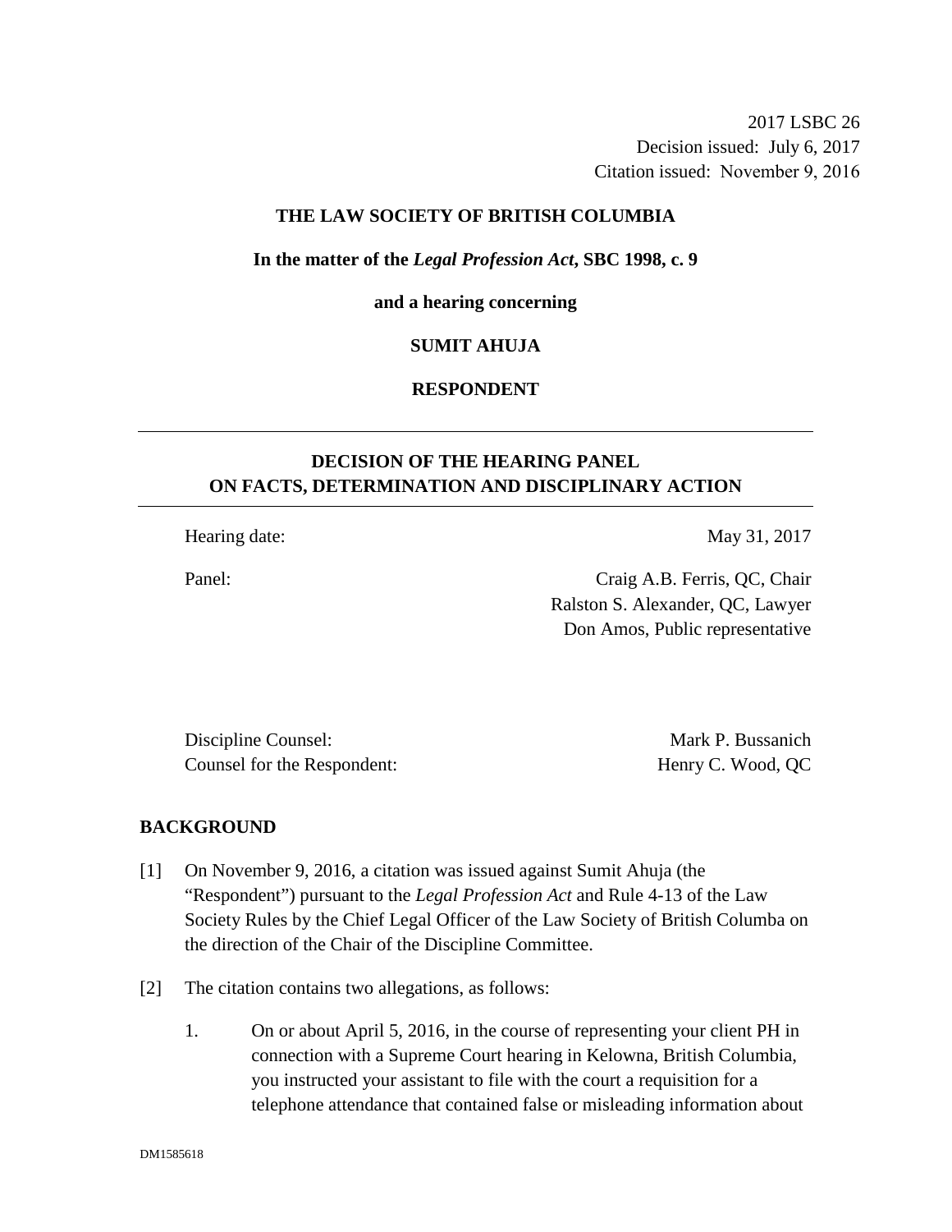2017 LSBC 26
Decision issued: July 6, 2017
Citation issued: November 9, 2016

**THE LAW SOCIETY OF BRITISH COLUMBIA**

**In the matter of the *Legal Profession Act*, SBC 1998, c. 9**

**and a hearing concerning**

**SUMIT AHUJA**

**RESPONDENT**

---

**DECISION OF THE HEARING PANEL ON FACTS, DETERMINATION AND DISCIPLINARY ACTION**

---

Hearing date: May 31, 2017

Panel: Craig A.B. Ferris, QC, Chair
Ralston S. Alexander, QC, Lawyer
Don Amos, Public representative

Discipline Counsel: Mark P. Bussanich
Counsel for the Respondent: Henry C. Wood, QC

## BACKGROUND

[1] On November 9, 2016, a citation was issued against Sumit Ahuja (the "Respondent") pursuant to the *Legal Profession Act* and Rule 4-13 of the Law Society Rules by the Chief Legal Officer of the Law Society of British Columbia on the direction of the Chair of the Discipline Committee.

[2] The citation contains two allegations, as follows:

1. On or about April 5, 2016, in the course of representing your client PH in connection with a Supreme Court hearing in Kelowna, British Columbia, you instructed your assistant to file with the court a requisition for a telephone attendance that contained false or misleading information about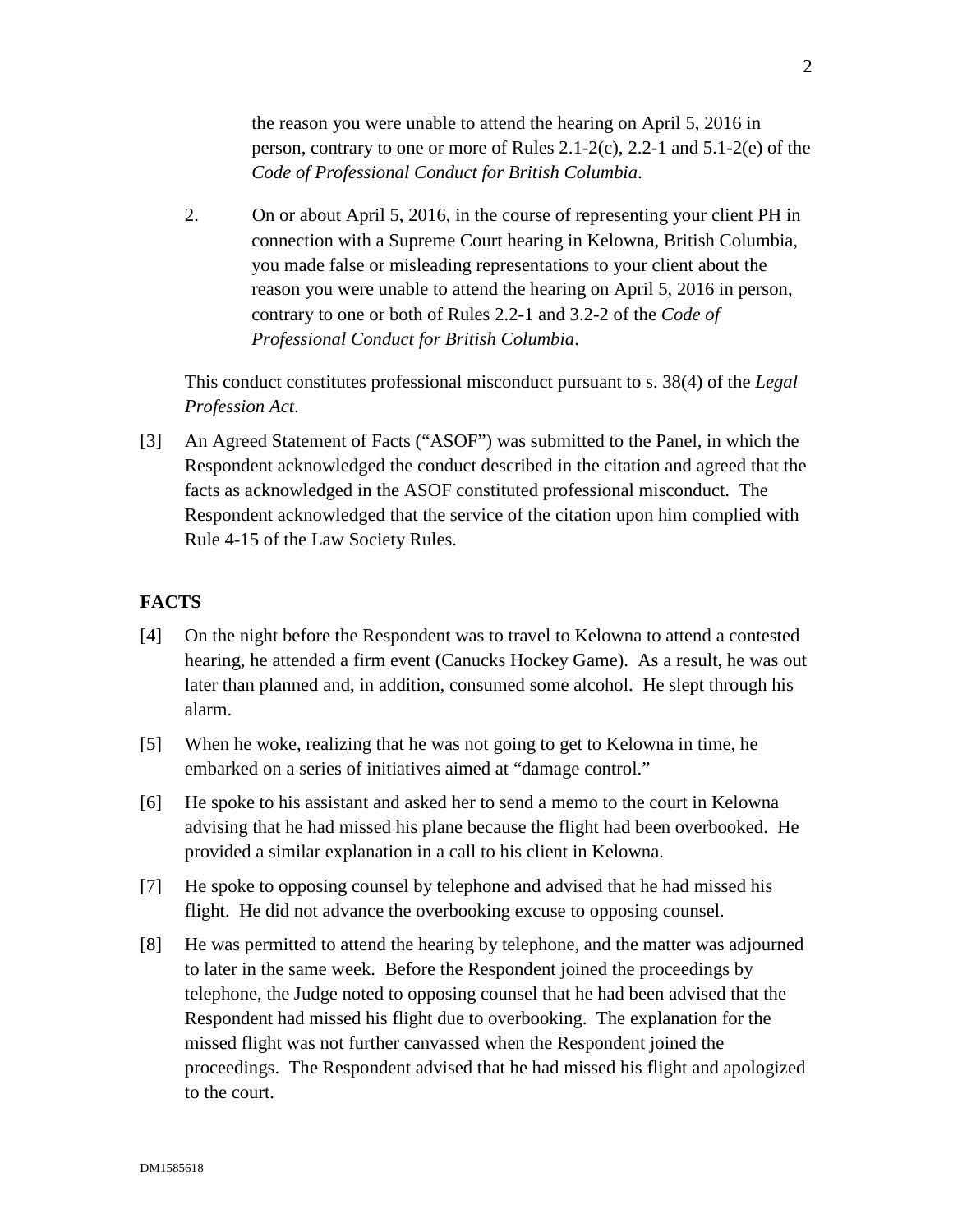the reason you were unable to attend the hearing on April 5, 2016 in person, contrary to one or more of Rules 2.1-2(c), 2.2-1 and 5.1-2(e) of the *Code of Professional Conduct for British Columbia*.

2. On or about April 5, 2016, in the course of representing your client PH in connection with a Supreme Court hearing in Kelowna, British Columbia, you made false or misleading representations to your client about the reason you were unable to attend the hearing on April 5, 2016 in person, contrary to one or both of Rules 2.2-1 and 3.2-2 of the *Code of Professional Conduct for British Columbia*.

This conduct constitutes professional misconduct pursuant to s. 38(4) of the *Legal Profession Act*.

[3] An Agreed Statement of Facts ("ASOF") was submitted to the Panel, in which the Respondent acknowledged the conduct described in the citation and agreed that the facts as acknowledged in the ASOF constituted professional misconduct. The Respondent acknowledged that the service of the citation upon him complied with Rule 4-15 of the Law Society Rules.

## FACTS

[4] On the night before the Respondent was to travel to Kelowna to attend a contested hearing, he attended a firm event (Canucks Hockey Game). As a result, he was out later than planned and, in addition, consumed some alcohol. He slept through his alarm.

[5] When he woke, realizing that he was not going to get to Kelowna in time, he embarked on a series of initiatives aimed at "damage control."

[6] He spoke to his assistant and asked her to send a memo to the court in Kelowna advising that he had missed his plane because the flight had been overbooked. He provided a similar explanation in a call to his client in Kelowna.

[7] He spoke to opposing counsel by telephone and advised that he had missed his flight. He did not advance the overbooking excuse to opposing counsel.

[8] He was permitted to attend the hearing by telephone, and the matter was adjourned to later in the same week. Before the Respondent joined the proceedings by telephone, the Judge noted to opposing counsel that he had been advised that the Respondent had missed his flight due to overbooking. The explanation for the missed flight was not further canvassed when the Respondent joined the proceedings. The Respondent advised that he had missed his flight and apologized to the court.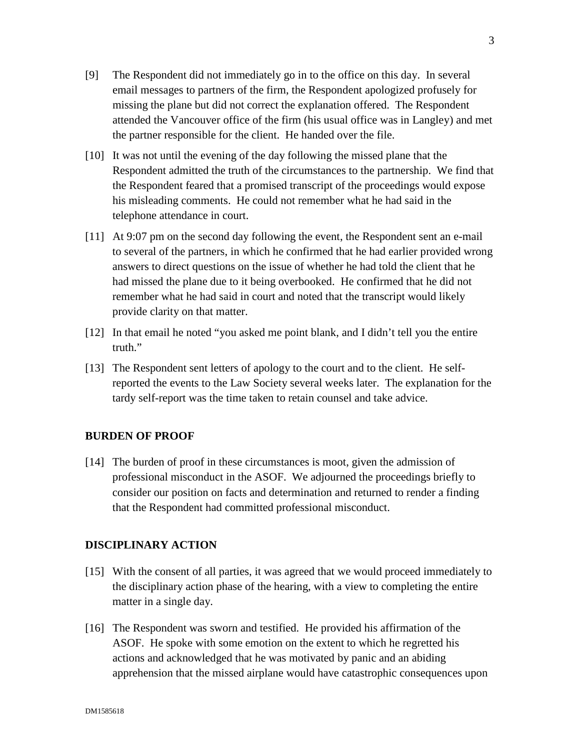[9] The Respondent did not immediately go in to the office on this day. In several email messages to partners of the firm, the Respondent apologized profusely for missing the plane but did not correct the explanation offered. The Respondent attended the Vancouver office of the firm (his usual office was in Langley) and met the partner responsible for the client. He handed over the file.

[10] It was not until the evening of the day following the missed plane that the Respondent admitted the truth of the circumstances to the partnership. We find that the Respondent feared that a promised transcript of the proceedings would expose his misleading comments. He could not remember what he had said in the telephone attendance in court.

[11] At 9:07 pm on the second day following the event, the Respondent sent an e-mail to several of the partners, in which he confirmed that he had earlier provided wrong answers to direct questions on the issue of whether he had told the client that he had missed the plane due to it being overbooked. He confirmed that he did not remember what he had said in court and noted that the transcript would likely provide clarity on that matter.

[12] In that email he noted "you asked me point blank, and I didn't tell you the entire truth."

[13] The Respondent sent letters of apology to the court and to the client. He self-reported the events to the Law Society several weeks later. The explanation for the tardy self-report was the time taken to retain counsel and take advice.

## BURDEN OF PROOF

[14] The burden of proof in these circumstances is moot, given the admission of professional misconduct in the ASOF. We adjourned the proceedings briefly to consider our position on facts and determination and returned to render a finding that the Respondent had committed professional misconduct.

## DISCIPLINARY ACTION

[15] With the consent of all parties, it was agreed that we would proceed immediately to the disciplinary action phase of the hearing, with a view to completing the entire matter in a single day.

[16] The Respondent was sworn and testified. He provided his affirmation of the ASOF. He spoke with some emotion on the extent to which he regretted his actions and acknowledged that he was motivated by panic and an abiding apprehension that the missed airplane would have catastrophic consequences upon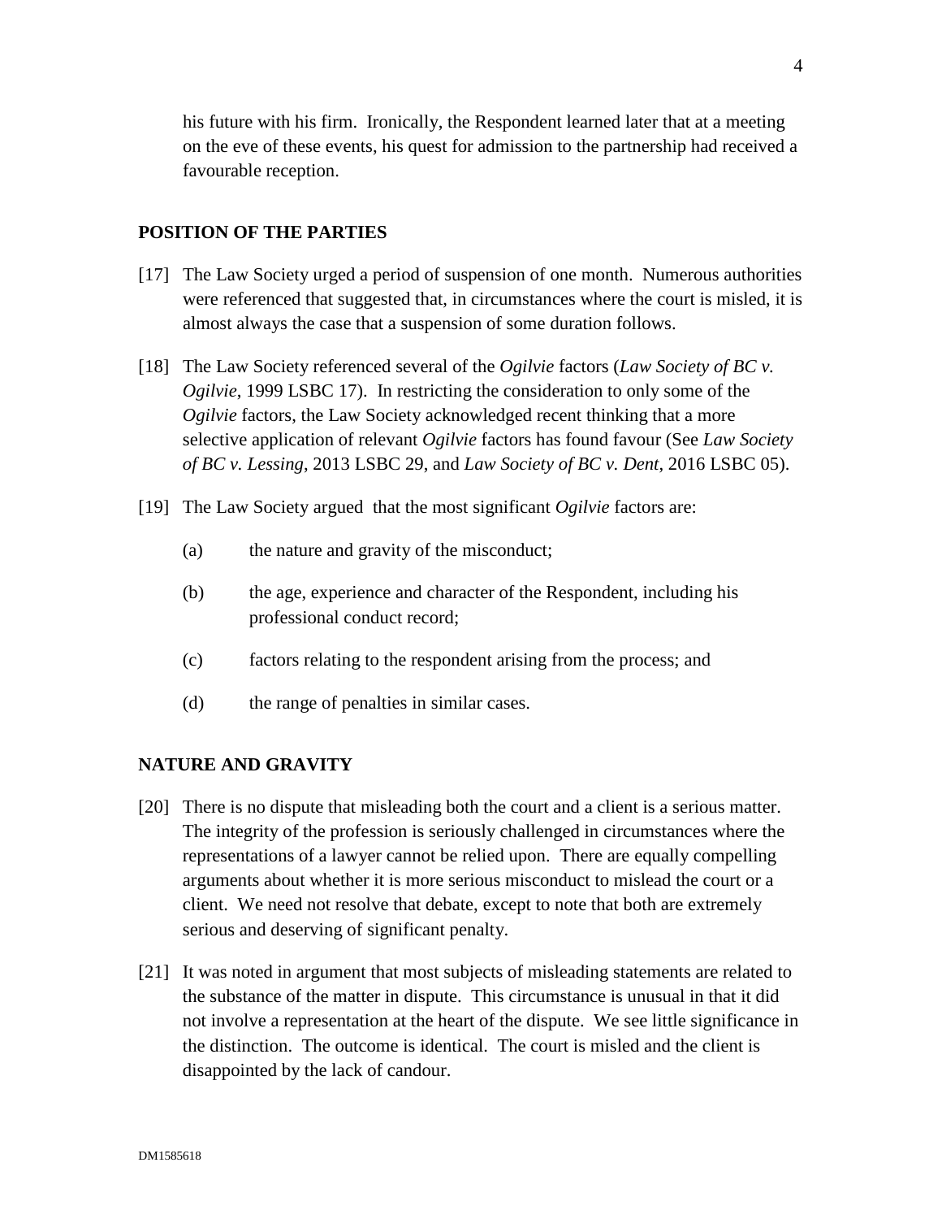his future with his firm. Ironically, the Respondent learned later that at a meeting on the eve of these events, his quest for admission to the partnership had received a favourable reception.

## POSITION OF THE PARTIES

[17] The Law Society urged a period of suspension of one month. Numerous authorities were referenced that suggested that, in circumstances where the court is misled, it is almost always the case that a suspension of some duration follows.

[18] The Law Society referenced several of the *Ogilvie* factors (*Law Society of BC v. Ogilvie*, 1999 LSBC 17). In restricting the consideration to only some of the *Ogilvie* factors, the Law Society acknowledged recent thinking that a more selective application of relevant *Ogilvie* factors has found favour (See *Law Society of BC v. Lessing*, 2013 LSBC 29, and *Law Society of BC v. Dent*, 2016 LSBC 05).

[19] The Law Society argued that the most significant *Ogilvie* factors are:

(a) the nature and gravity of the misconduct;

(b) the age, experience and character of the Respondent, including his professional conduct record;

(c) factors relating to the respondent arising from the process; and

(d) the range of penalties in similar cases.

## NATURE AND GRAVITY

[20] There is no dispute that misleading both the court and a client is a serious matter. The integrity of the profession is seriously challenged in circumstances where the representations of a lawyer cannot be relied upon. There are equally compelling arguments about whether it is more serious misconduct to mislead the court or a client. We need not resolve that debate, except to note that both are extremely serious and deserving of significant penalty.

[21] It was noted in argument that most subjects of misleading statements are related to the substance of the matter in dispute. This circumstance is unusual in that it did not involve a representation at the heart of the dispute. We see little significance in the distinction. The outcome is identical. The court is misled and the client is disappointed by the lack of candour.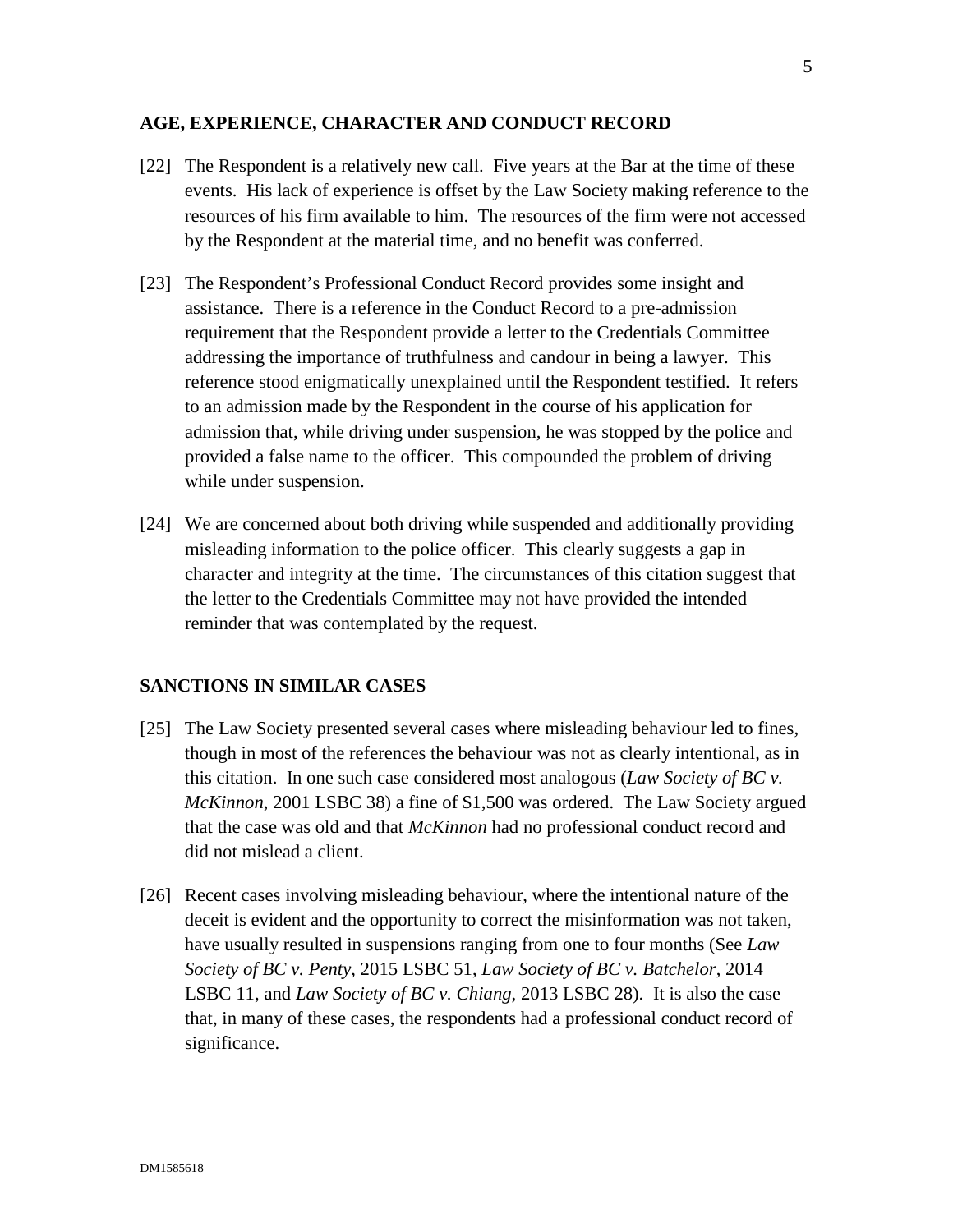## AGE, EXPERIENCE, CHARACTER AND CONDUCT RECORD

[22] The Respondent is a relatively new call. Five years at the Bar at the time of these events. His lack of experience is offset by the Law Society making reference to the resources of his firm available to him. The resources of the firm were not accessed by the Respondent at the material time, and no benefit was conferred.

[23] The Respondent's Professional Conduct Record provides some insight and assistance. There is a reference in the Conduct Record to a pre-admission requirement that the Respondent provide a letter to the Credentials Committee addressing the importance of truthfulness and candour in being a lawyer. This reference stood enigmatically unexplained until the Respondent testified. It refers to an admission made by the Respondent in the course of his application for admission that, while driving under suspension, he was stopped by the police and provided a false name to the officer. This compounded the problem of driving while under suspension.

[24] We are concerned about both driving while suspended and additionally providing misleading information to the police officer. This clearly suggests a gap in character and integrity at the time. The circumstances of this citation suggest that the letter to the Credentials Committee may not have provided the intended reminder that was contemplated by the request.

## SANCTIONS IN SIMILAR CASES

[25] The Law Society presented several cases where misleading behaviour led to fines, though in most of the references the behaviour was not as clearly intentional, as in this citation. In one such case considered most analogous (*Law Society of BC v. McKinnon*, 2001 LSBC 38) a fine of $1,500 was ordered. The Law Society argued that the case was old and that *McKinnon* had no professional conduct record and did not mislead a client.

[26] Recent cases involving misleading behaviour, where the intentional nature of the deceit is evident and the opportunity to correct the misinformation was not taken, have usually resulted in suspensions ranging from one to four months (See *Law Society of BC v. Penty*, 2015 LSBC 51, *Law Society of BC v. Batchelor*, 2014 LSBC 11, and *Law Society of BC v. Chiang*, 2013 LSBC 28). It is also the case that, in many of these cases, the respondents had a professional conduct record of significance.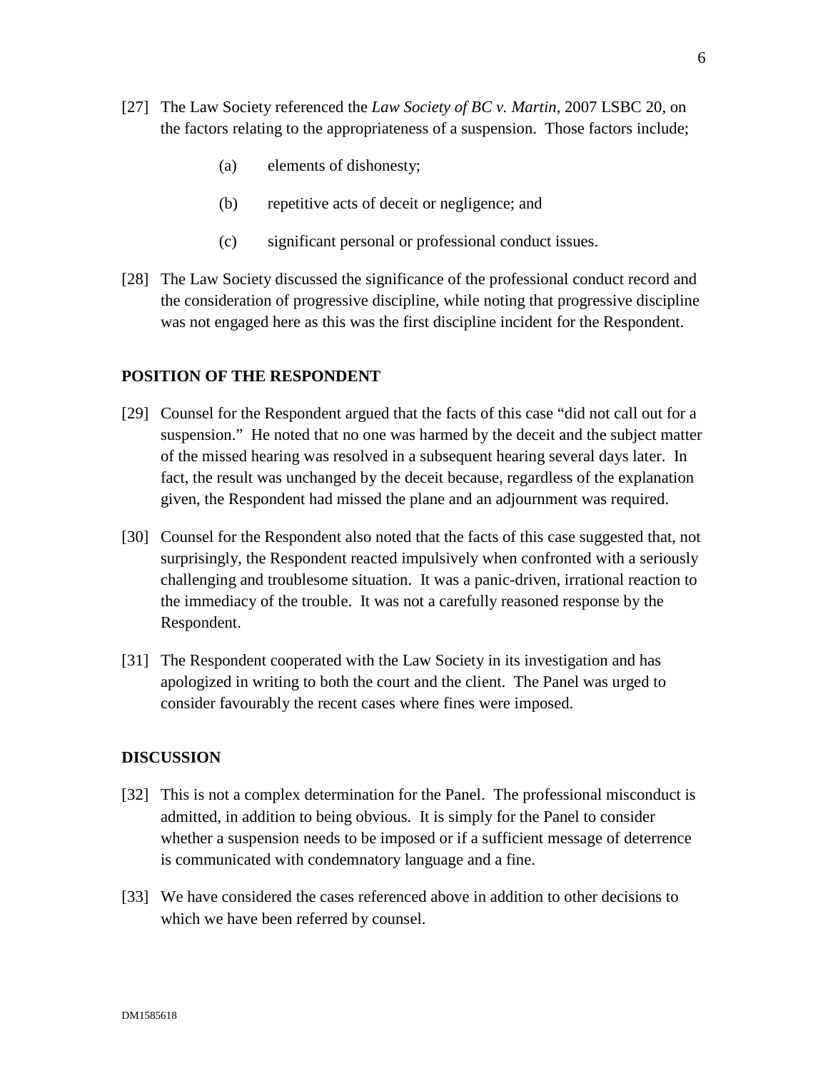[27] The Law Society referenced the *Law Society of BC v. Martin*, 2007 LSBC 20, on the factors relating to the appropriateness of a suspension. Those factors include;

> (a) elements of dishonesty;
>
> (b) repetitive acts of deceit or negligence; and
>
> (c) significant personal or professional conduct issues.

[28] The Law Society discussed the significance of the professional conduct record and the consideration of progressive discipline, while noting that progressive discipline was not engaged here as this was the first discipline incident for the Respondent.

## POSITION OF THE RESPONDENT

[29] Counsel for the Respondent argued that the facts of this case "did not call out for a suspension." He noted that no one was harmed by the deceit and the subject matter of the missed hearing was resolved in a subsequent hearing several days later. In fact, the result was unchanged by the deceit because, regardless of the explanation given, the Respondent had missed the plane and an adjournment was required.

[30] Counsel for the Respondent also noted that the facts of this case suggested that, not surprisingly, the Respondent reacted impulsively when confronted with a seriously challenging and troublesome situation. It was a panic-driven, irrational reaction to the immediacy of the trouble. It was not a carefully reasoned response by the Respondent.

[31] The Respondent cooperated with the Law Society in its investigation and has apologized in writing to both the court and the client. The Panel was urged to consider favourably the recent cases where fines were imposed.

## DISCUSSION

[32] This is not a complex determination for the Panel. The professional misconduct is admitted, in addition to being obvious. It is simply for the Panel to consider whether a suspension needs to be imposed or if a sufficient message of deterrence is communicated with condemnatory language and a fine.

[33] We have considered the cases referenced above in addition to other decisions to which we have been referred by counsel.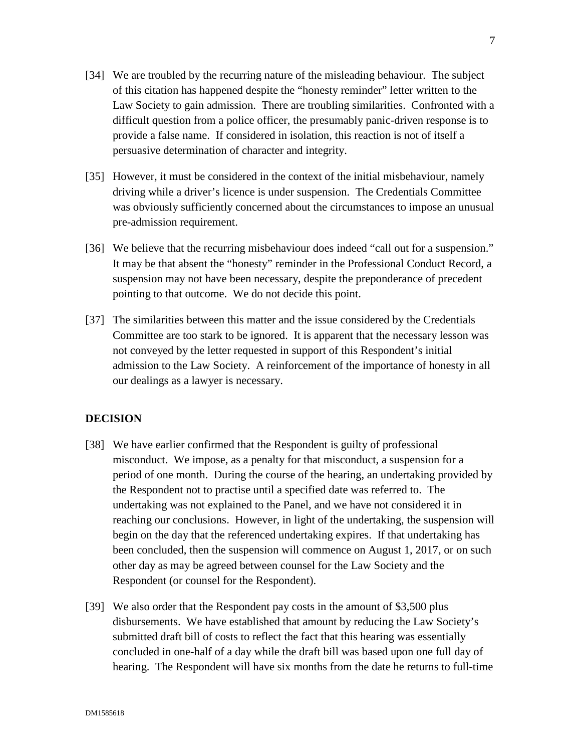[34] We are troubled by the recurring nature of the misleading behaviour. The subject of this citation has happened despite the "honesty reminder" letter written to the Law Society to gain admission. There are troubling similarities. Confronted with a difficult question from a police officer, the presumably panic-driven response is to provide a false name. If considered in isolation, this reaction is not of itself a persuasive determination of character and integrity.

[35] However, it must be considered in the context of the initial misbehaviour, namely driving while a driver's licence is under suspension. The Credentials Committee was obviously sufficiently concerned about the circumstances to impose an unusual pre-admission requirement.

[36] We believe that the recurring misbehaviour does indeed "call out for a suspension." It may be that absent the "honesty" reminder in the Professional Conduct Record, a suspension may not have been necessary, despite the preponderance of precedent pointing to that outcome. We do not decide this point.

[37] The similarities between this matter and the issue considered by the Credentials Committee are too stark to be ignored. It is apparent that the necessary lesson was not conveyed by the letter requested in support of this Respondent's initial admission to the Law Society. A reinforcement of the importance of honesty in all our dealings as a lawyer is necessary.

## DECISION

[38] We have earlier confirmed that the Respondent is guilty of professional misconduct. We impose, as a penalty for that misconduct, a suspension for a period of one month. During the course of the hearing, an undertaking provided by the Respondent not to practise until a specified date was referred to. The undertaking was not explained to the Panel, and we have not considered it in reaching our conclusions. However, in light of the undertaking, the suspension will begin on the day that the referenced undertaking expires. If that undertaking has been concluded, then the suspension will commence on August 1, 2017, or on such other day as may be agreed between counsel for the Law Society and the Respondent (or counsel for the Respondent).

[39] We also order that the Respondent pay costs in the amount of $3,500 plus disbursements. We have established that amount by reducing the Law Society's submitted draft bill of costs to reflect the fact that this hearing was essentially concluded in one-half of a day while the draft bill was based upon one full day of hearing. The Respondent will have six months from the date he returns to full-time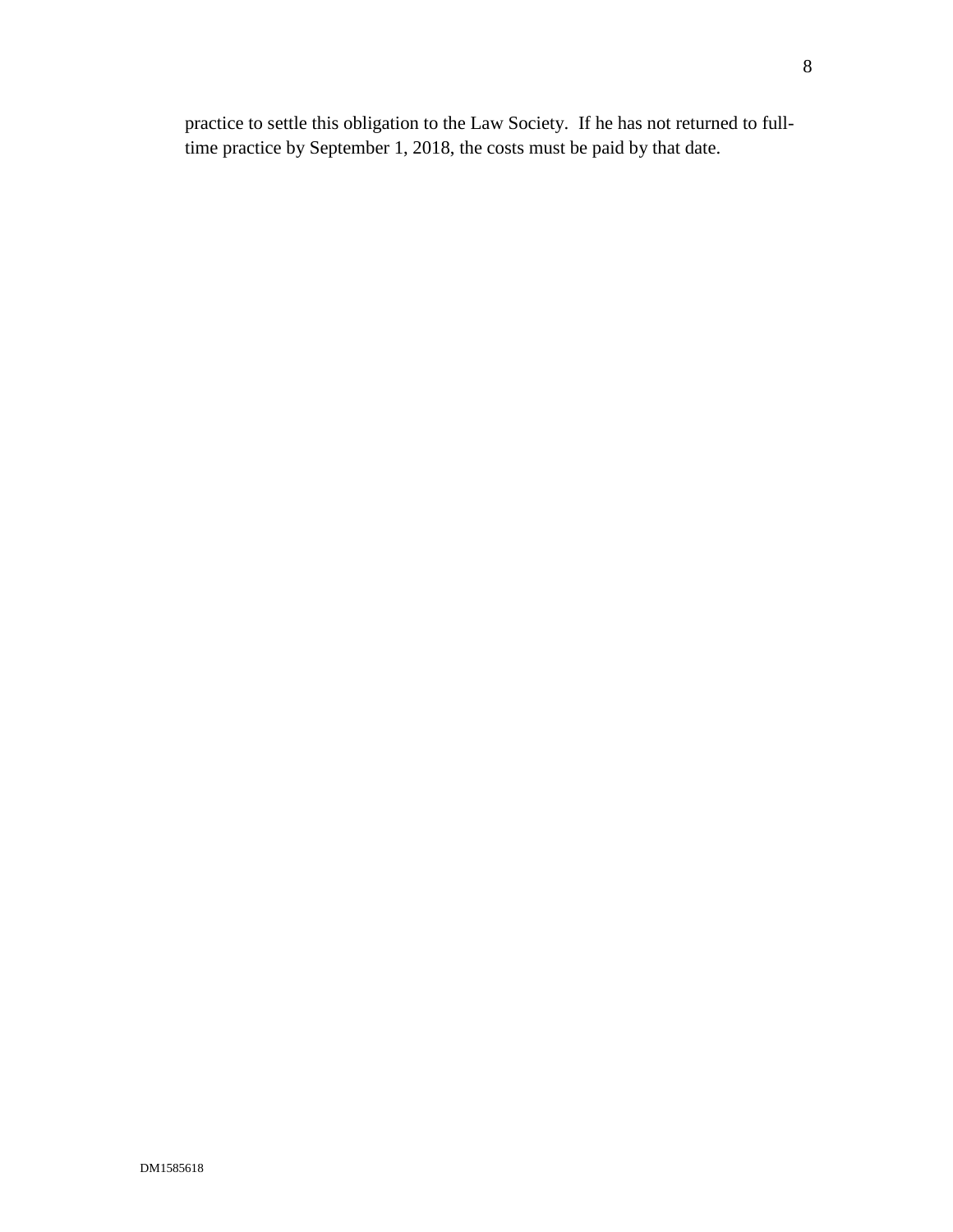practice to settle this obligation to the Law Society. If he has not returned to full-time practice by September 1, 2018, the costs must be paid by that date.